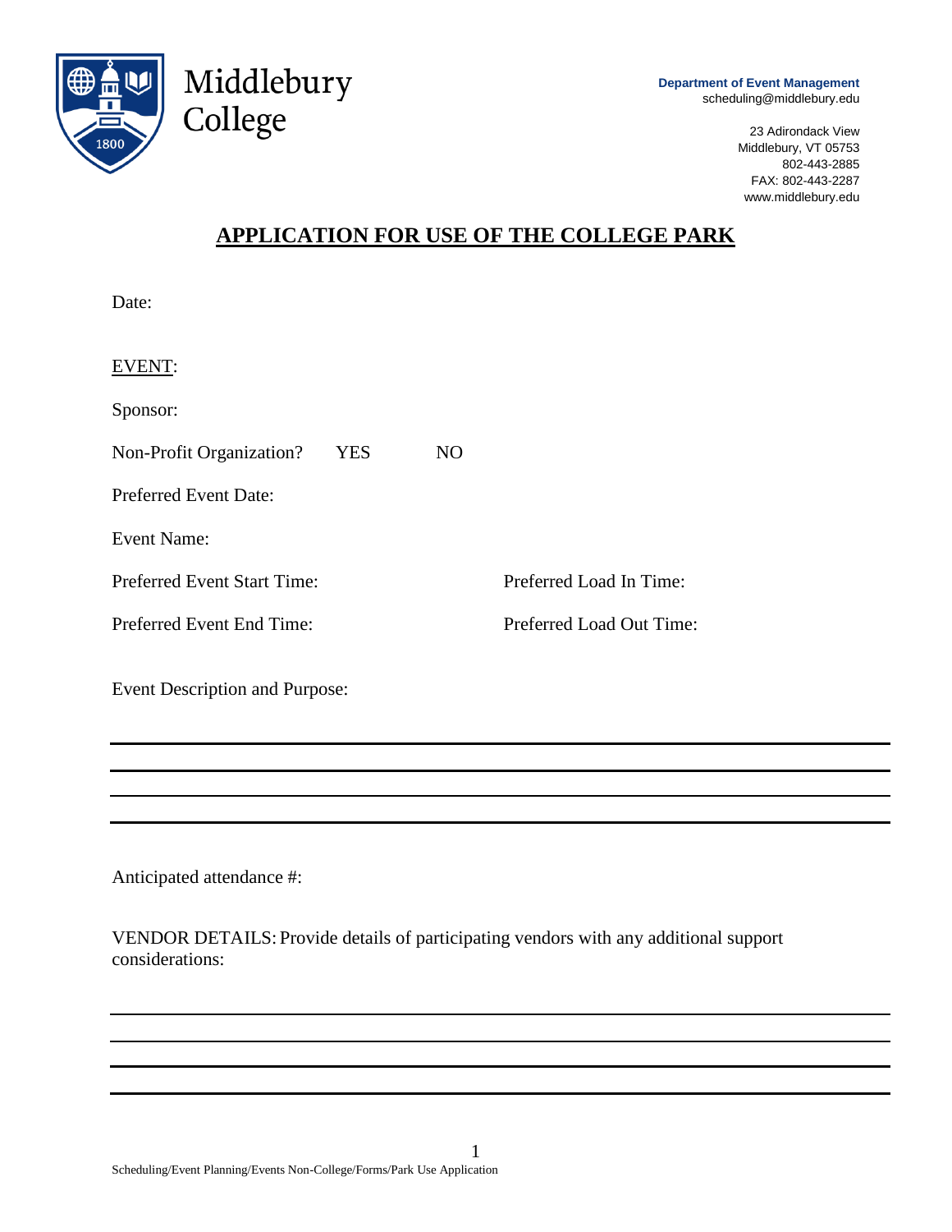Middlebury College

**Department of Event Management**
scheduling@middlebury.edu

23 Adirondack View
Middlebury, VT 05753
802-443-2885
FAX: 802-443-2287
www.middlebury.edu

# APPLICATION FOR USE OF THE COLLEGE PARK

Date:

EVENT:

Sponsor:

Non-Profit Organization? YES NO

Preferred Event Date:

Event Name:

Preferred Event Start Time: Preferred Load In Time:

Preferred Event End Time: Preferred Load Out Time:

Event Description and Purpose:

___

___

___

___

Anticipated attendance #:

VENDOR DETAILS: Provide details of participating vendors with any additional support considerations:

___

___

___

___

Scheduling/Event Planning/Events Non-College/Forms/Park Use Application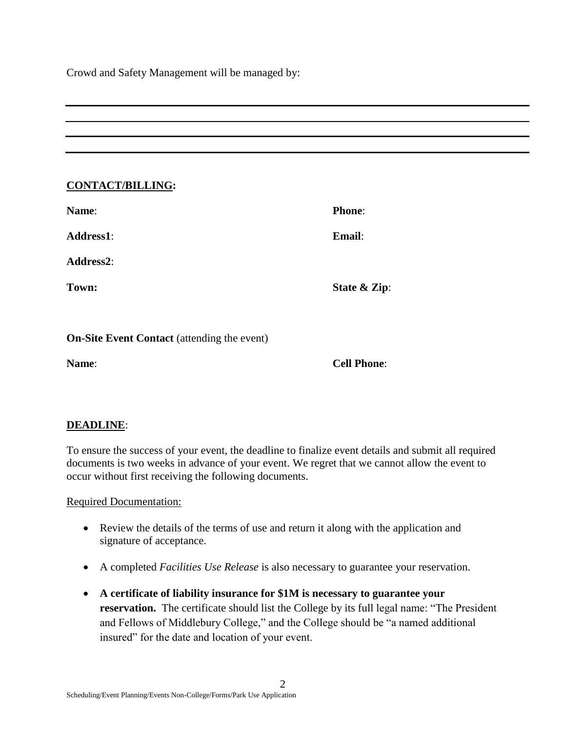Crowd and Safety Management will be managed by:

**CONTACT/BILLING:**

**Name**: **Phone**:

**Address1**: **Email**:

**Address2**:

**Town:** **State & Zip**:

**On-Site Event Contact** (attending the event)

**Name**: **Cell Phone**:

**DEADLINE**:

To ensure the success of your event, the deadline to finalize event details and submit all required documents is two weeks in advance of your event. We regret that we cannot allow the event to occur without first receiving the following documents.

Required Documentation:

- Review the details of the terms of use and return it along with the application and signature of acceptance.
- A completed *Facilities Use Release* is also necessary to guarantee your reservation.
- **A certificate of liability insurance for $1M is necessary to guarantee your reservation.** The certificate should list the College by its full legal name: "The President and Fellows of Middlebury College," and the College should be "a named additional insured" for the date and location of your event.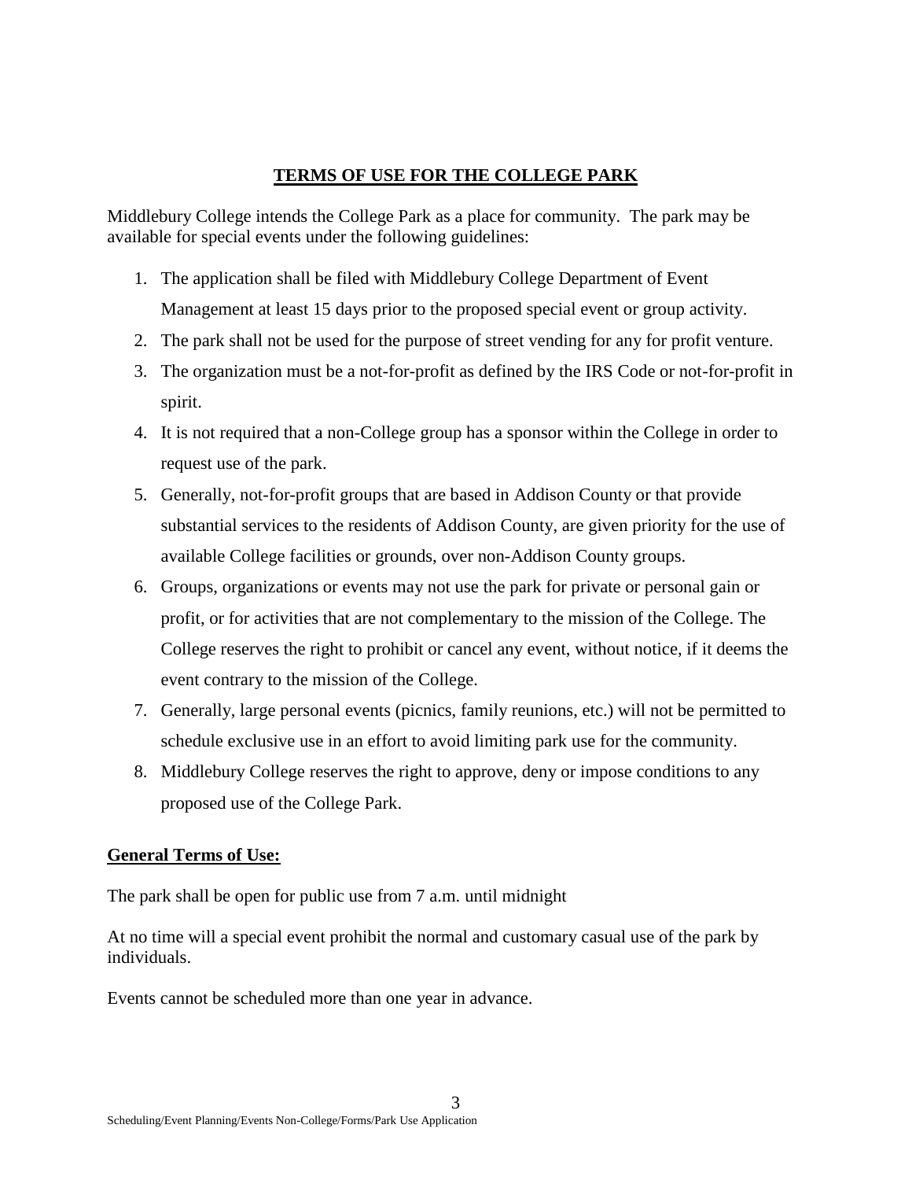## TERMS OF USE FOR THE COLLEGE PARK

Middlebury College intends the College Park as a place for community. The park may be available for special events under the following guidelines:

1. The application shall be filed with Middlebury College Department of Event Management at least 15 days prior to the proposed special event or group activity.
2. The park shall not be used for the purpose of street vending for any for profit venture.
3. The organization must be a not-for-profit as defined by the IRS Code or not-for-profit in spirit.
4. It is not required that a non-College group has a sponsor within the College in order to request use of the park.
5. Generally, not-for-profit groups that are based in Addison County or that provide substantial services to the residents of Addison County, are given priority for the use of available College facilities or grounds, over non-Addison County groups.
6. Groups, organizations or events may not use the park for private or personal gain or profit, or for activities that are not complementary to the mission of the College. The College reserves the right to prohibit or cancel any event, without notice, if it deems the event contrary to the mission of the College.
7. Generally, large personal events (picnics, family reunions, etc.) will not be permitted to schedule exclusive use in an effort to avoid limiting park use for the community.
8. Middlebury College reserves the right to approve, deny or impose conditions to any proposed use of the College Park.

**General Terms of Use:**

The park shall be open for public use from 7 a.m. until midnight

At no time will a special event prohibit the normal and customary casual use of the park by individuals.

Events cannot be scheduled more than one year in advance.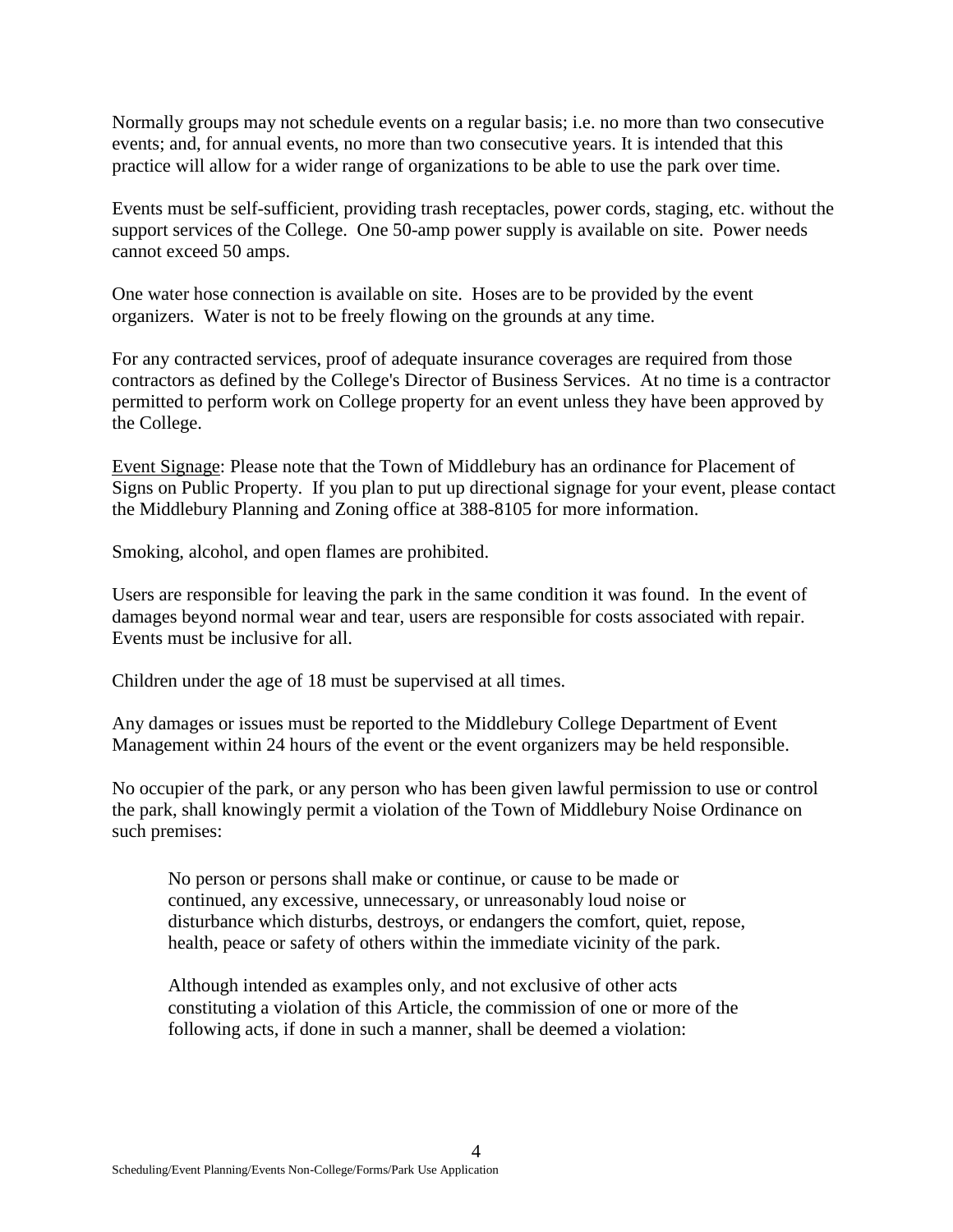Normally groups may not schedule events on a regular basis; i.e. no more than two consecutive events; and, for annual events, no more than two consecutive years. It is intended that this practice will allow for a wider range of organizations to be able to use the park over time.

Events must be self-sufficient, providing trash receptacles, power cords, staging, etc. without the support services of the College. One 50-amp power supply is available on site. Power needs cannot exceed 50 amps.

One water hose connection is available on site. Hoses are to be provided by the event organizers. Water is not to be freely flowing on the grounds at any time.

For any contracted services, proof of adequate insurance coverages are required from those contractors as defined by the College's Director of Business Services. At no time is a contractor permitted to perform work on College property for an event unless they have been approved by the College.

<u>Event Signage</u>: Please note that the Town of Middlebury has an ordinance for Placement of Signs on Public Property. If you plan to put up directional signage for your event, please contact the Middlebury Planning and Zoning office at 388-8105 for more information.

Smoking, alcohol, and open flames are prohibited.

Users are responsible for leaving the park in the same condition it was found. In the event of damages beyond normal wear and tear, users are responsible for costs associated with repair. Events must be inclusive for all.

Children under the age of 18 must be supervised at all times.

Any damages or issues must be reported to the Middlebury College Department of Event Management within 24 hours of the event or the event organizers may be held responsible.

No occupier of the park, or any person who has been given lawful permission to use or control the park, shall knowingly permit a violation of the Town of Middlebury Noise Ordinance on such premises:

> No person or persons shall make or continue, or cause to be made or continued, any excessive, unnecessary, or unreasonably loud noise or disturbance which disturbs, destroys, or endangers the comfort, quiet, repose, health, peace or safety of others within the immediate vicinity of the park.
>
> Although intended as examples only, and not exclusive of other acts constituting a violation of this Article, the commission of one or more of the following acts, if done in such a manner, shall be deemed a violation: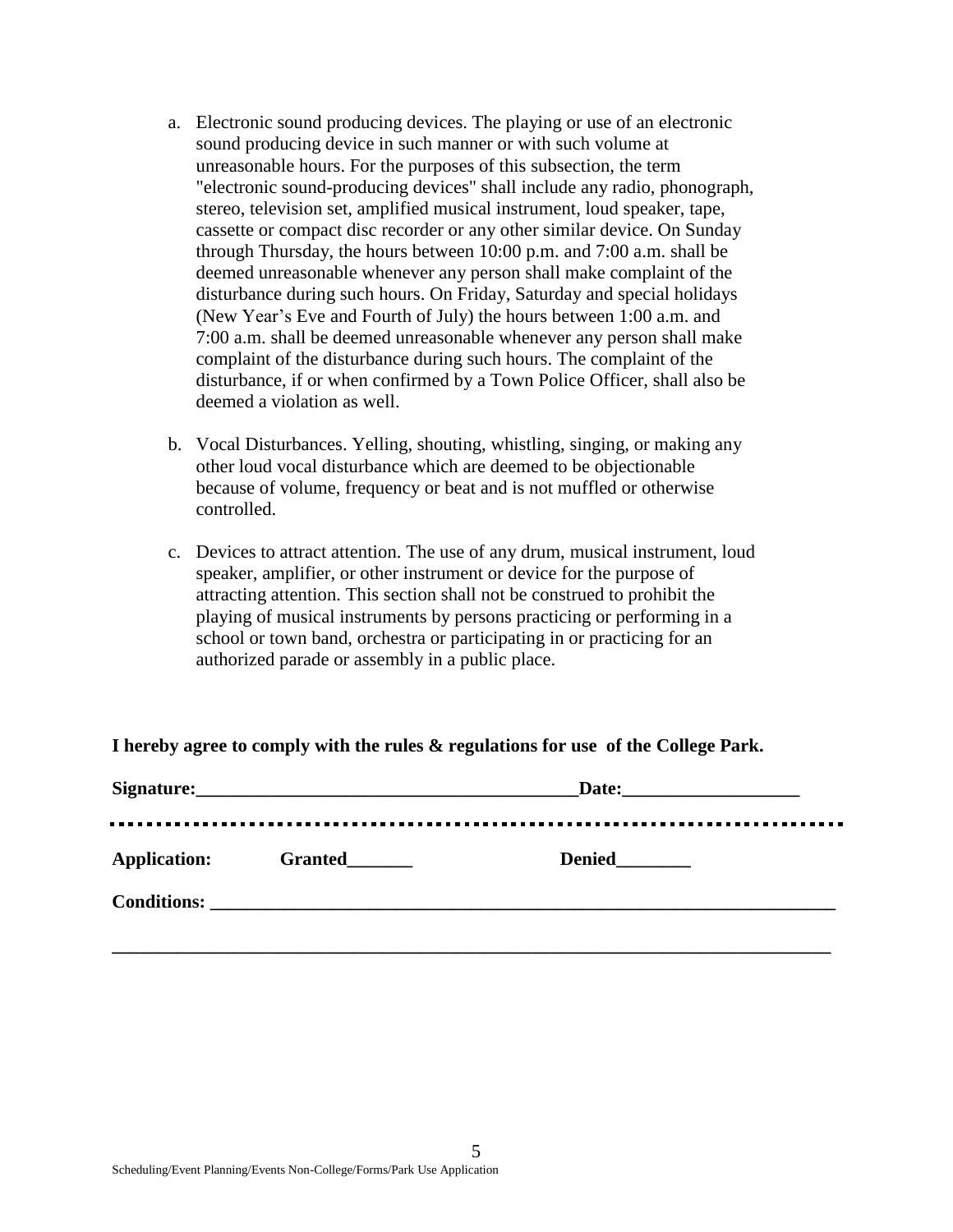a. Electronic sound producing devices. The playing or use of an electronic sound producing device in such manner or with such volume at unreasonable hours. For the purposes of this subsection, the term "electronic sound-producing devices" shall include any radio, phonograph, stereo, television set, amplified musical instrument, loud speaker, tape, cassette or compact disc recorder or any other similar device. On Sunday through Thursday, the hours between 10:00 p.m. and 7:00 a.m. shall be deemed unreasonable whenever any person shall make complaint of the disturbance during such hours. On Friday, Saturday and special holidays (New Year's Eve and Fourth of July) the hours between 1:00 a.m. and 7:00 a.m. shall be deemed unreasonable whenever any person shall make complaint of the disturbance during such hours. The complaint of the disturbance, if or when confirmed by a Town Police Officer, shall also be deemed a violation as well.

b. Vocal Disturbances. Yelling, shouting, whistling, singing, or making any other loud vocal disturbance which are deemed to be objectionable because of volume, frequency or beat and is not muffled or otherwise controlled.

c. Devices to attract attention. The use of any drum, musical instrument, loud speaker, amplifier, or other instrument or device for the purpose of attracting attention. This section shall not be construed to prohibit the playing of musical instruments by persons practicing or performing in a school or town band, orchestra or participating in or practicing for an authorized parade or assembly in a public place.

**I hereby agree to comply with the rules & regulations for use of the College Park.**

**Signature:**_________________________________________**Date:**___________________

- - - - - - - - - - - - - - - - - - - - - - - - - - - - - - - - - - - - - - - - - - - - - - - - - - - - - - - -

**Application:** **Granted**_______ **Denied**________

**Conditions:** ______________________________________________________________________

_______________________________________________________________________________

Scheduling/Event Planning/Events Non-College/Forms/Park Use Application